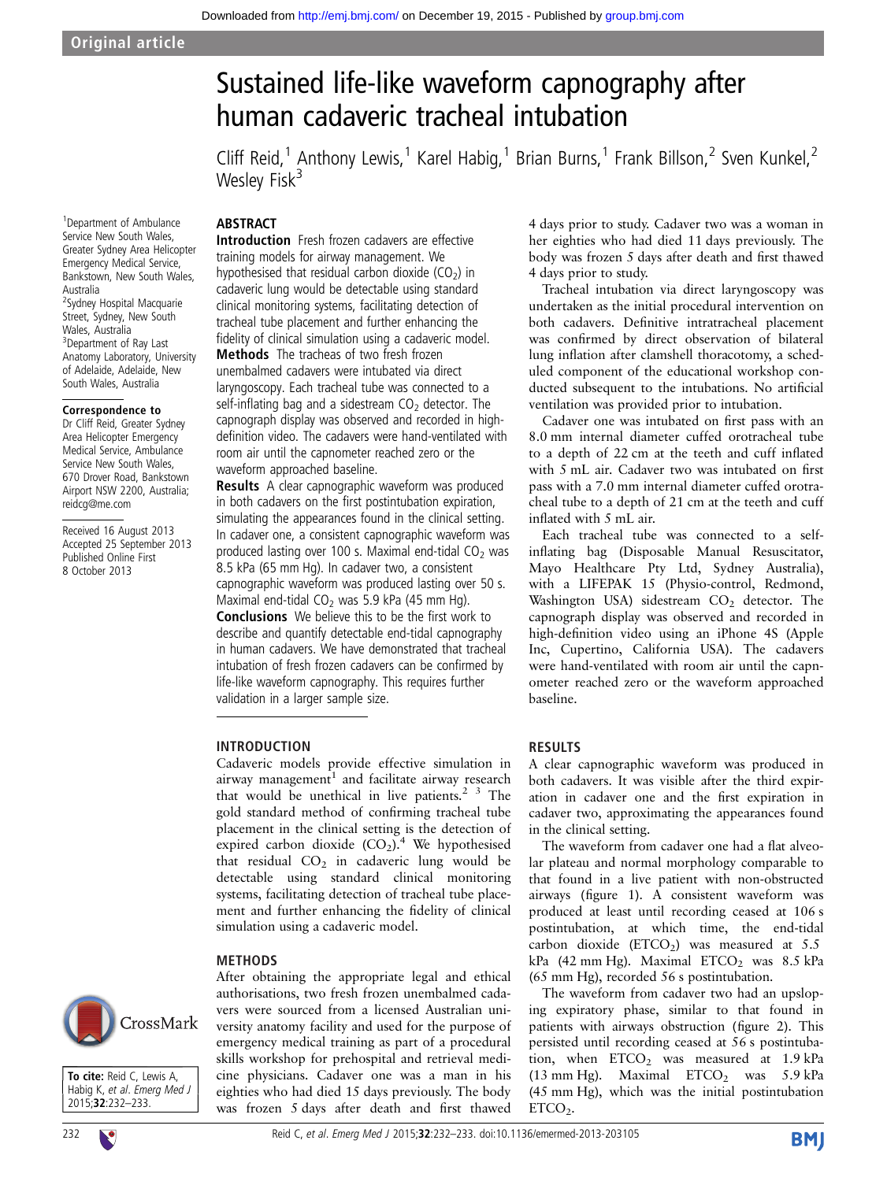Original article

# Sustained life-like waveform capnography after human cadaveric tracheal intubation

Cliff Reid,[1] Anthony Lewis,[1] Karel Habig,[1] Brian Burns,[1] Frank Billson,[2] Sven Kunkel,[2] Wesley Fisk[3]

[1]Department of Ambulance Service New South Wales, Greater Sydney Area Helicopter Emergency Medical Service, Bankstown, New South Wales, Australia
[2]Sydney Hospital Macquarie Street, Sydney, New South Wales, Australia
[3]Department of Ray Last Anatomy Laboratory, University of Adelaide, Adelaide, New South Wales, Australia

**Correspondence to**
Dr Cliff Reid, Greater Sydney Area Helicopter Emergency Medical Service, Ambulance Service New South Wales, 670 Drover Road, Bankstown Airport NSW 2200, Australia; reidcg@me.com

Received 16 August 2013
Accepted 25 September 2013
Published Online First 8 October 2013

**To cite:** Reid C, Lewis A, Habig K, *et al*. *Emerg Med J* 2015;**32**:232–233.

## ABSTRACT

**Introduction** Fresh frozen cadavers are effective training models for airway management. We hypothesised that residual carbon dioxide ($CO_2$) in cadaveric lung would be detectable using standard clinical monitoring systems, facilitating detection of tracheal tube placement and further enhancing the fidelity of clinical simulation using a cadaveric model.

**Methods** The tracheas of two fresh frozen unembalmed cadavers were intubated via direct laryngoscopy. Each tracheal tube was connected to a self-inflating bag and a sidestream $CO_2$ detector. The capnograph display was observed and recorded in high-definition video. The cadavers were hand-ventilated with room air until the capnometer reached zero or the waveform approached baseline.

**Results** A clear capnographic waveform was produced in both cadavers on the first postintubation expiration, simulating the appearances found in the clinical setting. In cadaver one, a consistent capnographic waveform was produced lasting over 100 s. Maximal end-tidal $CO_2$ was 8.5 kPa (65 mm Hg). In cadaver two, a consistent capnographic waveform was produced lasting over 50 s. Maximal end-tidal $CO_2$ was 5.9 kPa (45 mm Hg).

**Conclusions** We believe this to be the first work to describe and quantify detectable end-tidal capnography in human cadavers. We have demonstrated that tracheal intubation of fresh frozen cadavers can be confirmed by life-like waveform capnography. This requires further validation in a larger sample size.

## INTRODUCTION

Cadaveric models provide effective simulation in airway management[1] and facilitate airway research that would be unethical in live patients.[2] [3] The gold standard method of confirming tracheal tube placement in the clinical setting is the detection of expired carbon dioxide ($CO_2$).[4] We hypothesised that residual $CO_2$ in cadaveric lung would be detectable using standard clinical monitoring systems, facilitating detection of tracheal tube placement and further enhancing the fidelity of clinical simulation using a cadaveric model.

## METHODS

After obtaining the appropriate legal and ethical authorisations, two fresh frozen unembalmed cadavers were sourced from a licensed Australian university anatomy facility and used for the purpose of emergency medical training as part of a procedural skills workshop for prehospital and retrieval medicine physicians. Cadaver one was a man in his eighties who had died 15 days previously. The body was frozen 5 days after death and first thawed 4 days prior to study. Cadaver two was a woman in her eighties who had died 11 days previously. The body was frozen 5 days after death and first thawed 4 days prior to study.

Tracheal intubation via direct laryngoscopy was undertaken as the initial procedural intervention on both cadavers. Definitive intratracheal placement was confirmed by direct observation of bilateral lung inflation after clamshell thoracotomy, a scheduled component of the educational workshop conducted subsequent to the intubations. No artificial ventilation was provided prior to intubation.

Cadaver one was intubated on first pass with an 8.0 mm internal diameter cuffed orotracheal tube to a depth of 22 cm at the teeth and cuff inflated with 5 mL air. Cadaver two was intubated on first pass with a 7.0 mm internal diameter cuffed orotracheal tube to a depth of 21 cm at the teeth and cuff inflated with 5 mL air.

Each tracheal tube was connected to a self-inflating bag (Disposable Manual Resuscitator, Mayo Healthcare Pty Ltd, Sydney Australia), with a LIFEPAK 15 (Physio-control, Redmond, Washington USA) sidestream $CO_2$ detector. The capnograph display was observed and recorded in high-definition video using an iPhone 4S (Apple Inc, Cupertino, California USA). The cadavers were hand-ventilated with room air until the capnometer reached zero or the waveform approached baseline.

## RESULTS

A clear capnographic waveform was produced in both cadavers. It was visible after the third expiration in cadaver one and the first expiration in cadaver two, approximating the appearances found in the clinical setting.

The waveform from cadaver one had a flat alveolar plateau and normal morphology comparable to that found in a live patient with non-obstructed airways (figure 1). A consistent waveform was produced at least until recording ceased at 106 s postintubation, at which time, the end-tidal carbon dioxide ($ETCO_2$) was measured at 5.5 kPa (42 mm Hg). Maximal $ETCO_2$ was 8.5 kPa (65 mm Hg), recorded 56 s postintubation.

The waveform from cadaver two had an upsloping expiratory phase, similar to that found in patients with airways obstruction (figure 2). This persisted until recording ceased at 56 s postintubation, when $ETCO_2$ was measured at 1.9 kPa (13 mm Hg). Maximal $ETCO_2$ was 5.9 kPa (45 mm Hg), which was the initial postintubation $ETCO_2$.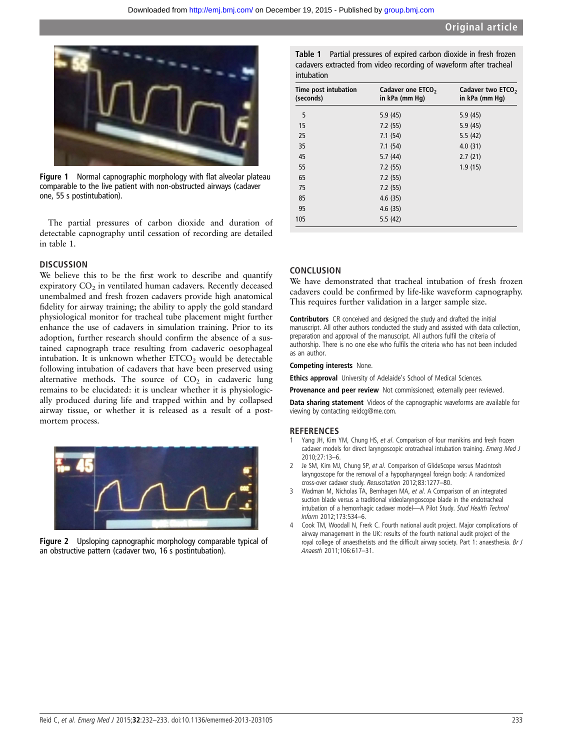Figure 1 Normal capnographic morphology with flat alveolar plateau comparable to the live patient with non-obstructed airways (cadaver one, 55 s postintubation).

The partial pressures of carbon dioxide and duration of detectable capnography until cessation of recording are detailed in table 1.

## DISCUSSION

We believe this to be the first work to describe and quantify expiratory $CO_2$ in ventilated human cadavers. Recently deceased unembalmed and fresh frozen cadavers provide high anatomical fidelity for airway training; the ability to apply the gold standard physiological monitor for tracheal tube placement might further enhance the use of cadavers in simulation training. Prior to its adoption, further research should confirm the absence of a sustained capnograph trace resulting from cadaveric oesophageal intubation. It is unknown whether $ETCO_2$ would be detectable following intubation of cadavers that have been preserved using alternative methods. The source of $CO_2$ in cadaveric lung remains to be elucidated: it is unclear whether it is physiologically produced during life and trapped within and by collapsed airway tissue, or whether it is released as a result of a post-mortem process.

Figure 2 Upsloping capnographic morphology comparable typical of an obstructive pattern (cadaver two, 16 s postintubation).

**Table 1** Partial pressures of expired carbon dioxide in fresh frozen cadavers extracted from video recording of waveform after tracheal intubation

| Time post intubation (seconds) | Cadaver one $ETCO_2$ in kPa (mm Hg) | Cadaver two $ETCO_2$ in kPa (mm Hg) |
|---|---|---|
| 5 | 5.9 (45) | 5.9 (45) |
| 15 | 7.2 (55) | 5.9 (45) |
| 25 | 7.1 (54) | 5.5 (42) |
| 35 | 7.1 (54) | 4.0 (31) |
| 45 | 5.7 (44) | 2.7 (21) |
| 55 | 7.2 (55) | 1.9 (15) |
| 65 | 7.2 (55) | |
| 75 | 7.2 (55) | |
| 85 | 4.6 (35) | |
| 95 | 4.6 (35) | |
| 105 | 5.5 (42) | |

## CONCLUSION

We have demonstrated that tracheal intubation of fresh frozen cadavers could be confirmed by life-like waveform capnography. This requires further validation in a larger sample size.

**Contributors** CR conceived and designed the study and drafted the initial manuscript. All other authors conducted the study and assisted with data collection, preparation and approval of the manuscript. All authors fulfil the criteria of authorship. There is no one else who fulfils the criteria who has not been included as an author.

**Competing interests** None.

**Ethics approval** University of Adelaide's School of Medical Sciences.

**Provenance and peer review** Not commissioned; externally peer reviewed.

**Data sharing statement** Videos of the capnographic waveforms are available for viewing by contacting reidcg@me.com.

## REFERENCES

1. Yang JH, Kim YM, Chung HS, *et al*. Comparison of four manikins and fresh frozen cadaver models for direct laryngoscopic orotracheal intubation training. *Emerg Med J* 2010;27:13–6.
2. Je SM, Kim MJ, Chung SP, *et al*. Comparison of GlideScope versus Macintosh laryngoscope for the removal of a hypopharyngeal foreign body: A randomized cross-over cadaver study. *Resuscitation* 2012;83:1277–80.
3. Wadman M, Nicholas TA, Bernhagen MA, *et al*. A Comparison of an integrated suction blade versus a traditional videolaryngoscope blade in the endotracheal intubation of a hemorrhagic cadaver model—A Pilot Study. *Stud Health Technol Inform* 2012;173:534–6.
4. Cook TM, Woodall N, Frerk C. Fourth national audit project. Major complications of airway management in the UK: results of the fourth national audit project of the royal college of anaesthetists and the difficult airway society. Part 1: anaesthesia. *Br J Anaesth* 2011;106:617–31.